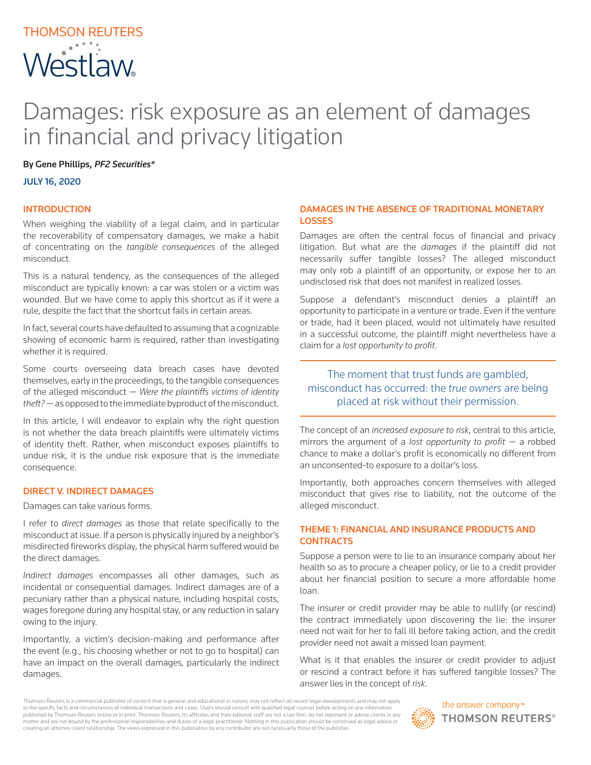THOMSON REUTERS

Westlaw

# Damages: risk exposure as an element of damages in financial and privacy litigation

**By Gene Phillips, *PF2 Securities****

**JULY 16, 2020**

## INTRODUCTION

When weighing the viability of a legal claim, and in particular the recoverability of compensatory damages, we make a habit of concentrating on the *tangible consequences* of the alleged misconduct.

This is a natural tendency, as the consequences of the alleged misconduct are typically known: a car was stolen or a victim was wounded. But we have come to apply this shortcut as if it were a rule, despite the fact that the shortcut fails in certain areas.

In fact, several courts have defaulted to assuming that a cognizable showing of economic harm is required, rather than investigating whether it is required.

Some courts overseeing data breach cases have devoted themselves, early in the proceedings, to the tangible consequences of the alleged misconduct — *Were the plaintiffs victims of identity theft?* — as opposed to the immediate byproduct of the misconduct.

In this article, I will endeavor to explain why the right question is not whether the data breach plaintiffs were ultimately victims of identity theft. Rather, when misconduct exposes plaintiffs to undue risk, it is the undue risk exposure that is the immediate consequence.

## DIRECT V. INDIRECT DAMAGES

Damages can take various forms.

I refer to *direct damages* as those that relate specifically to the misconduct at issue. If a person is physically injured by a neighbor's misdirected fireworks display, the physical harm suffered would be the direct damages.

*Indirect damages* encompasses all other damages, such as incidental or consequential damages. Indirect damages are of a pecuniary rather than a physical nature, including hospital costs, wages foregone during any hospital stay, or any reduction in salary owing to the injury.

Importantly, a victim's decision-making and performance after the event (e.g., his choosing whether or not to go to hospital) can have an impact on the overall damages, particularly the indirect damages.

## DAMAGES IN THE ABSENCE OF TRADITIONAL MONETARY LOSSES

Damages are often the central focus of financial and privacy litigation. But what are the *damages* if the plaintiff did not necessarily suffer tangible losses? The alleged misconduct may only rob a plaintiff of an opportunity, or expose her to an undisclosed risk that does not manifest in realized losses.

Suppose a defendant's misconduct denies a plaintiff an opportunity to participate in a venture or trade. Even if the venture or trade, had it been placed, would not ultimately have resulted in a successful outcome, the plaintiff might nevertheless have a claim for a *lost opportunity to profit*.

> The moment that trust funds are gambled, misconduct has occurred: the *true owners* are being placed at risk without their permission.

The concept of an *increased exposure to risk*, central to this article, mirrors the argument of a *lost opportunity to profit* — a robbed chance to make a dollar's profit is economically no different from an unconsented-to exposure to a dollar's loss.

Importantly, both approaches concern themselves with alleged misconduct that gives rise to liability, not the outcome of the alleged misconduct.

## THEME 1: FINANCIAL AND INSURANCE PRODUCTS AND CONTRACTS

Suppose a person were to lie to an insurance company about her health so as to procure a cheaper policy, or lie to a credit provider about her financial position to secure a more affordable home loan.

The insurer or credit provider may be able to nullify (or rescind) the contract immediately upon discovering the lie: the insurer need not wait for her to fall ill before taking action, and the credit provider need not await a missed loan payment.

What is it that enables the insurer or credit provider to adjust or rescind a contract before it has suffered tangible losses? The answer lies in the concept of *risk*.

Thomson Reuters is a commercial publisher of content that is general and educational in nature, may not reflect all recent legal developments and may not apply to the specific facts and circumstances of individual transactions and cases. Users should consult with qualified legal counsel before acting on any information published by Thomson Reuters online or in print. Thomson Reuters, its affiliates and their editorial staff are not a law firm, do not represent or advise clients in any matter and are not bound by the professional responsibilities and duties of a legal practitioner. Nothing in this publication should be construed as legal advice or creating an attorney-client relationship. The views expressed in this publication by any contributor are not necessarily those of the publisher.

the answer company™ THOMSON REUTERS®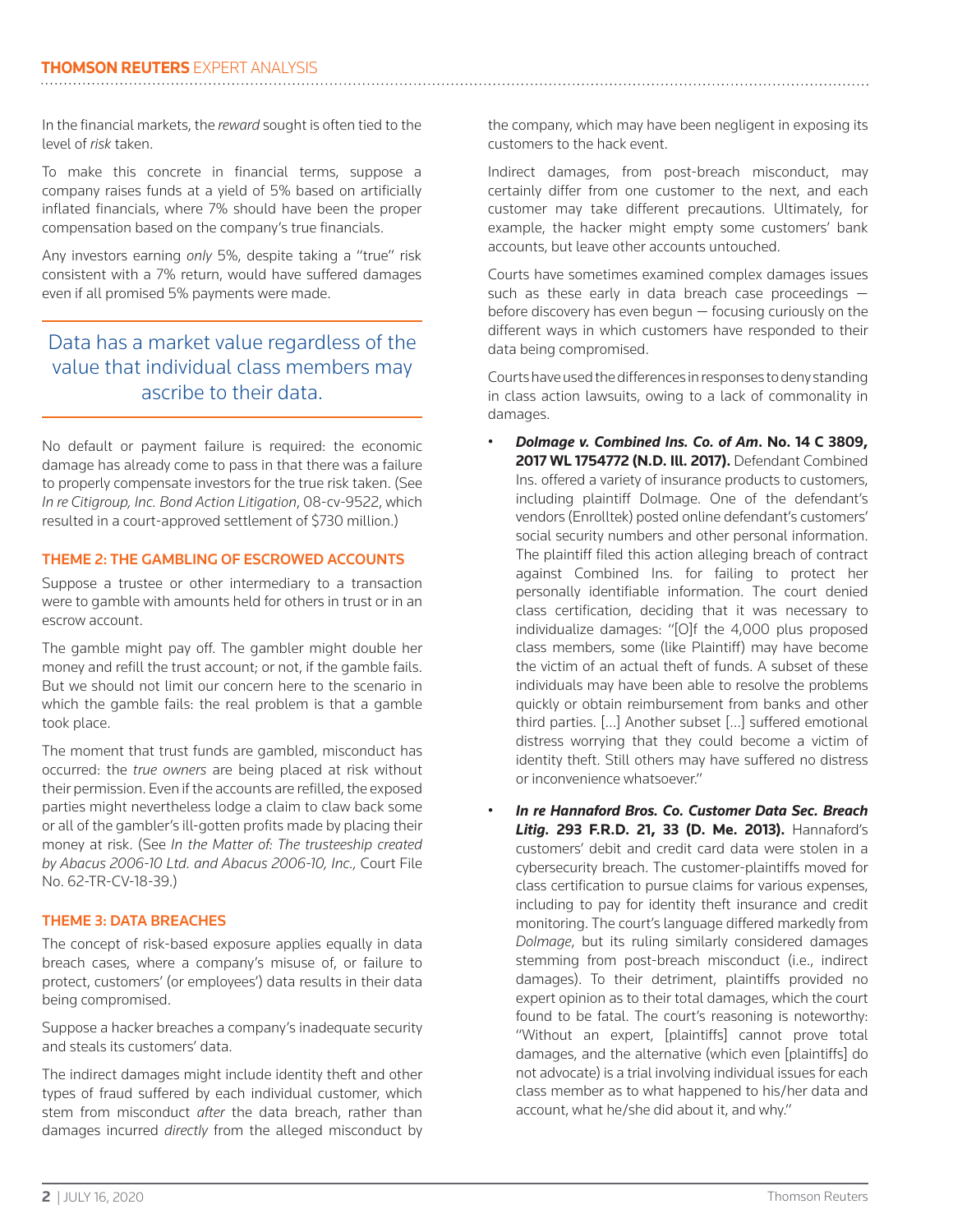In the financial markets, the *reward* sought is often tied to the level of *risk* taken.

To make this concrete in financial terms, suppose a company raises funds at a yield of 5% based on artificially inflated financials, where 7% should have been the proper compensation based on the company's true financials.

Any investors earning *only* 5%, despite taking a "true" risk consistent with a 7% return, would have suffered damages even if all promised 5% payments were made.

> Data has a market value regardless of the value that individual class members may ascribe to their data.

No default or payment failure is required: the economic damage has already come to pass in that there was a failure to properly compensate investors for the true risk taken. (See *In re Citigroup, Inc. Bond Action Litigation*, 08-cv-9522, which resulted in a court-approved settlement of $730 million.)

### THEME 2: THE GAMBLING OF ESCROWED ACCOUNTS

Suppose a trustee or other intermediary to a transaction were to gamble with amounts held for others in trust or in an escrow account.

The gamble might pay off. The gambler might double her money and refill the trust account; or not, if the gamble fails. But we should not limit our concern here to the scenario in which the gamble fails: the real problem is that a gamble took place.

The moment that trust funds are gambled, misconduct has occurred: the *true owners* are being placed at risk without their permission. Even if the accounts are refilled, the exposed parties might nevertheless lodge a claim to claw back some or all of the gambler's ill-gotten profits made by placing their money at risk. (See *In the Matter of: The trusteeship created by Abacus 2006-10 Ltd. and Abacus 2006-10, Inc.,* Court File No. 62-TR-CV-18-39.)

### THEME 3: DATA BREACHES

The concept of risk-based exposure applies equally in data breach cases, where a company's misuse of, or failure to protect, customers' (or employees') data results in their data being compromised.

Suppose a hacker breaches a company's inadequate security and steals its customers' data.

The indirect damages might include identity theft and other types of fraud suffered by each individual customer, which stem from misconduct *after* the data breach, rather than damages incurred *directly* from the alleged misconduct by the company, which may have been negligent in exposing its customers to the hack event.

Indirect damages, from post-breach misconduct, may certainly differ from one customer to the next, and each customer may take different precautions. Ultimately, for example, the hacker might empty some customers' bank accounts, but leave other accounts untouched.

Courts have sometimes examined complex damages issues such as these early in data breach case proceedings — before discovery has even begun — focusing curiously on the different ways in which customers have responded to their data being compromised.

Courts have used the differences in responses to deny standing in class action lawsuits, owing to a lack of commonality in damages.

- ***Dolmage v. Combined Ins. Co. of Am*. No. 14 C 3809, 2017 WL 1754772 (N.D. Ill. 2017).** Defendant Combined Ins. offered a variety of insurance products to customers, including plaintiff Dolmage. One of the defendant's vendors (Enrolltek) posted online defendant's customers' social security numbers and other personal information. The plaintiff filed this action alleging breach of contract against Combined Ins. for failing to protect her personally identifiable information. The court denied class certification, deciding that it was necessary to individualize damages: "[O]f the 4,000 plus proposed class members, some (like Plaintiff) may have become the victim of an actual theft of funds. A subset of these individuals may have been able to resolve the problems quickly or obtain reimbursement from banks and other third parties. […] Another subset […] suffered emotional distress worrying that they could become a victim of identity theft. Still others may have suffered no distress or inconvenience whatsoever."
- ***In re Hannaford Bros. Co. Customer Data Sec. Breach Litig.* 293 F.R.D. 21, 33 (D. Me. 2013).** Hannaford's customers' debit and credit card data were stolen in a cybersecurity breach. The customer-plaintiffs moved for class certification to pursue claims for various expenses, including to pay for identity theft insurance and credit monitoring. The court's language differed markedly from *Dolmage*, but its ruling similarly considered damages stemming from post-breach misconduct (i.e., indirect damages). To their detriment, plaintiffs provided no expert opinion as to their total damages, which the court found to be fatal. The court's reasoning is noteworthy: "Without an expert, [plaintiffs] cannot prove total damages, and the alternative (which even [plaintiffs] do not advocate) is a trial involving individual issues for each class member as to what happened to his/her data and account, what he/she did about it, and why."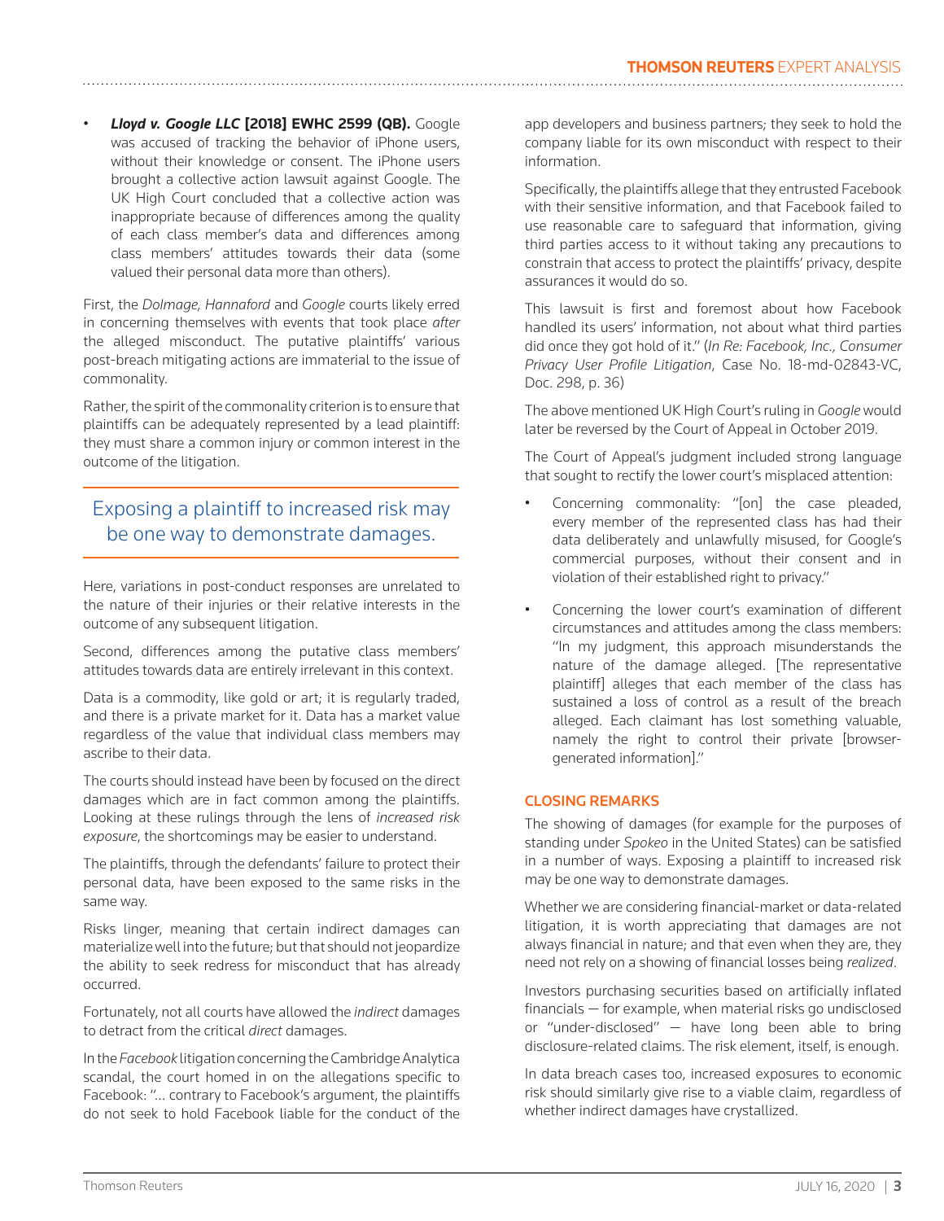- ***Lloyd v. Google LLC* [2018] EWHC 2599 (QB).** Google was accused of tracking the behavior of iPhone users, without their knowledge or consent. The iPhone users brought a collective action lawsuit against Google. The UK High Court concluded that a collective action was inappropriate because of differences among the quality of each class member's data and differences among class members' attitudes towards their data (some valued their personal data more than others).

First, the *Dolmage, Hannaford* and *Google* courts likely erred in concerning themselves with events that took place *after* the alleged misconduct. The putative plaintiffs' various post-breach mitigating actions are immaterial to the issue of commonality.

Rather, the spirit of the commonality criterion is to ensure that plaintiffs can be adequately represented by a lead plaintiff: they must share a common injury or common interest in the outcome of the litigation.

> Exposing a plaintiff to increased risk may be one way to demonstrate damages.

Here, variations in post-conduct responses are unrelated to the nature of their injuries or their relative interests in the outcome of any subsequent litigation.

Second, differences among the putative class members' attitudes towards data are entirely irrelevant in this context.

Data is a commodity, like gold or art; it is regularly traded, and there is a private market for it. Data has a market value regardless of the value that individual class members may ascribe to their data.

The courts should instead have been by focused on the direct damages which are in fact common among the plaintiffs. Looking at these rulings through the lens of *increased risk exposure*, the shortcomings may be easier to understand.

The plaintiffs, through the defendants' failure to protect their personal data, have been exposed to the same risks in the same way.

Risks linger, meaning that certain indirect damages can materialize well into the future; but that should not jeopardize the ability to seek redress for misconduct that has already occurred.

Fortunately, not all courts have allowed the *indirect* damages to detract from the critical *direct* damages.

In the *Facebook* litigation concerning the Cambridge Analytica scandal, the court homed in on the allegations specific to Facebook: "... contrary to Facebook's argument, the plaintiffs do not seek to hold Facebook liable for the conduct of the app developers and business partners; they seek to hold the company liable for its own misconduct with respect to their information.

Specifically, the plaintiffs allege that they entrusted Facebook with their sensitive information, and that Facebook failed to use reasonable care to safeguard that information, giving third parties access to it without taking any precautions to constrain that access to protect the plaintiffs' privacy, despite assurances it would do so.

This lawsuit is first and foremost about how Facebook handled its users' information, not about what third parties did once they got hold of it." (*In Re: Facebook, Inc., Consumer Privacy User Profile Litigation*, Case No. 18-md-02843-VC, Doc. 298, p. 36)

The above mentioned UK High Court's ruling in *Google* would later be reversed by the Court of Appeal in October 2019.

The Court of Appeal's judgment included strong language that sought to rectify the lower court's misplaced attention:

- Concerning commonality: "[on] the case pleaded, every member of the represented class has had their data deliberately and unlawfully misused, for Google's commercial purposes, without their consent and in violation of their established right to privacy."
- Concerning the lower court's examination of different circumstances and attitudes among the class members: "In my judgment, this approach misunderstands the nature of the damage alleged. [The representative plaintiff] alleges that each member of the class has sustained a loss of control as a result of the breach alleged. Each claimant has lost something valuable, namely the right to control their private [browser-generated information]."

## CLOSING REMARKS

The showing of damages (for example for the purposes of standing under *Spokeo* in the United States) can be satisfied in a number of ways. Exposing a plaintiff to increased risk may be one way to demonstrate damages.

Whether we are considering financial-market or data-related litigation, it is worth appreciating that damages are not always financial in nature; and that even when they are, they need not rely on a showing of financial losses being *realized*.

Investors purchasing securities based on artificially inflated financials — for example, when material risks go undisclosed or "under-disclosed" — have long been able to bring disclosure-related claims. The risk element, itself, is enough.

In data breach cases too, increased exposures to economic risk should similarly give rise to a viable claim, regardless of whether indirect damages have crystallized.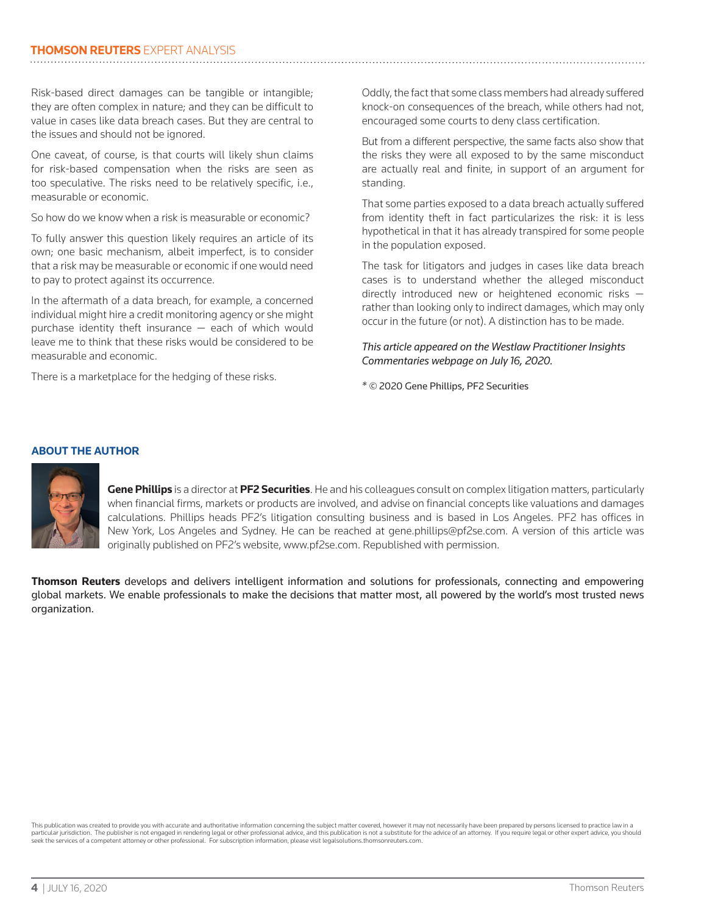Risk-based direct damages can be tangible or intangible; they are often complex in nature; and they can be difficult to value in cases like data breach cases. But they are central to the issues and should not be ignored.

One caveat, of course, is that courts will likely shun claims for risk-based compensation when the risks are seen as too speculative. The risks need to be relatively specific, i.e., measurable or economic.

So how do we know when a risk is measurable or economic?

To fully answer this question likely requires an article of its own; one basic mechanism, albeit imperfect, is to consider that a risk may be measurable or economic if one would need to pay to protect against its occurrence.

In the aftermath of a data breach, for example, a concerned individual might hire a credit monitoring agency or she might purchase identity theft insurance — each of which would leave me to think that these risks would be considered to be measurable and economic.

There is a marketplace for the hedging of these risks.

Oddly, the fact that some class members had already suffered knock-on consequences of the breach, while others had not, encouraged some courts to deny class certification.

But from a different perspective, the same facts also show that the risks they were all exposed to by the same misconduct are actually real and finite, in support of an argument for standing.

That some parties exposed to a data breach actually suffered from identity theft in fact particularizes the risk: it is less hypothetical in that it has already transpired for some people in the population exposed.

The task for litigators and judges in cases like data breach cases is to understand whether the alleged misconduct directly introduced new or heightened economic risks — rather than looking only to indirect damages, which may only occur in the future (or not). A distinction has to be made.

*This article appeared on the Westlaw Practitioner Insights Commentaries webpage on July 16, 2020.*

* © 2020 Gene Phillips, PF2 Securities

## ABOUT THE AUTHOR

**Gene Phillips** is a director at **PF2 Securities**. He and his colleagues consult on complex litigation matters, particularly when financial firms, markets or products are involved, and advise on financial concepts like valuations and damages calculations. Phillips heads PF2's litigation consulting business and is based in Los Angeles. PF2 has offices in New York, Los Angeles and Sydney. He can be reached at gene.phillips@pf2se.com. A version of this article was originally published on PF2's website, www.pf2se.com. Republished with permission.

**Thomson Reuters** develops and delivers intelligent information and solutions for professionals, connecting and empowering global markets. We enable professionals to make the decisions that matter most, all powered by the world's most trusted news organization.

This publication was created to provide you with accurate and authoritative information concerning the subject matter covered, however it may not necessarily have been prepared by persons licensed to practice law in a particular jurisdiction. The publisher is not engaged in rendering legal or other professional advice, and this publication is not a substitute for the advice of an attorney. If you require legal or other expert advice, you should seek the services of a competent attorney or other professional. For subscription information, please visit legalsolutions.thomsonreuters.com.